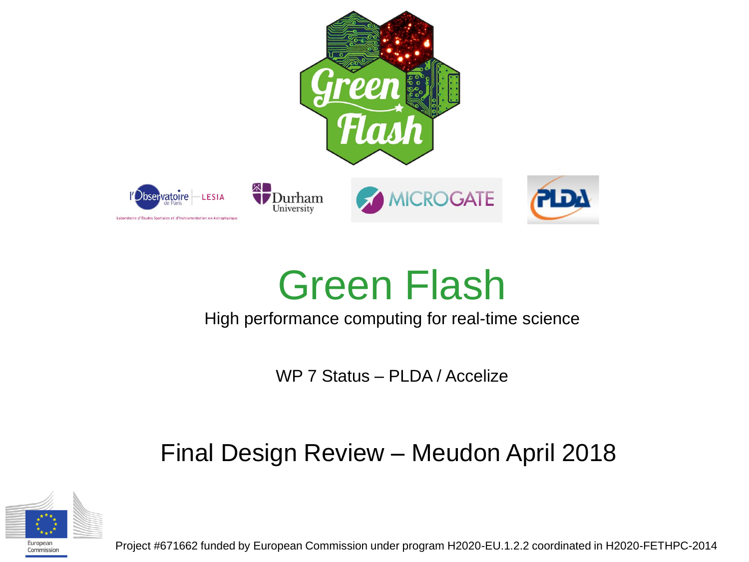# Green Flash

High performance computing for real-time science

WP 7 Status – PLDA / Accelize

## Final Design Review – Meudon April 2018

Project #671662 funded by European Commission under program H2020-EU.1.2.2 coordinated in H2020-FETHPC-2014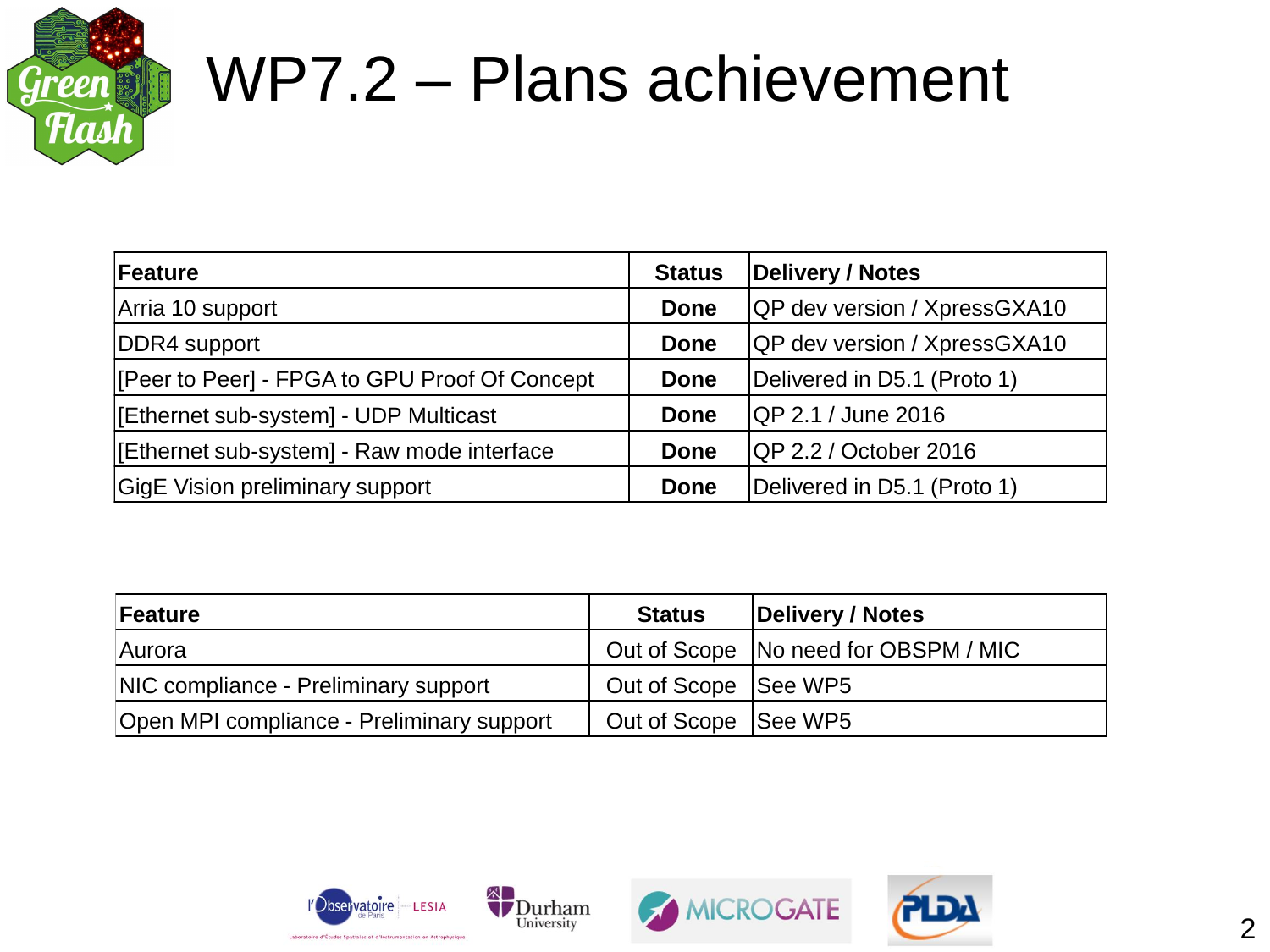# WP7.2 – Plans achievement

| Feature | Status | Delivery / Notes |
|---|---|---|
| Arria 10 support | **Done** | QP dev version / XpressGXA10 |
| DDR4 support | **Done** | QP dev version / XpressGXA10 |
| [Peer to Peer] - FPGA to GPU Proof Of Concept | **Done** | Delivered in D5.1 (Proto 1) |
| [Ethernet sub-system] - UDP Multicast | **Done** | QP 2.1 / June 2016 |
| [Ethernet sub-system] - Raw mode interface | **Done** | QP 2.2 / October 2016 |
| GigE Vision preliminary support | **Done** | Delivered in D5.1 (Proto 1) |

| Feature | Status | Delivery / Notes |
|---|---|---|
| Aurora | Out of Scope | No need for OBSPM / MIC |
| NIC compliance - Preliminary support | Out of Scope | See WP5 |
| Open MPI compliance - Preliminary support | Out of Scope | See WP5 |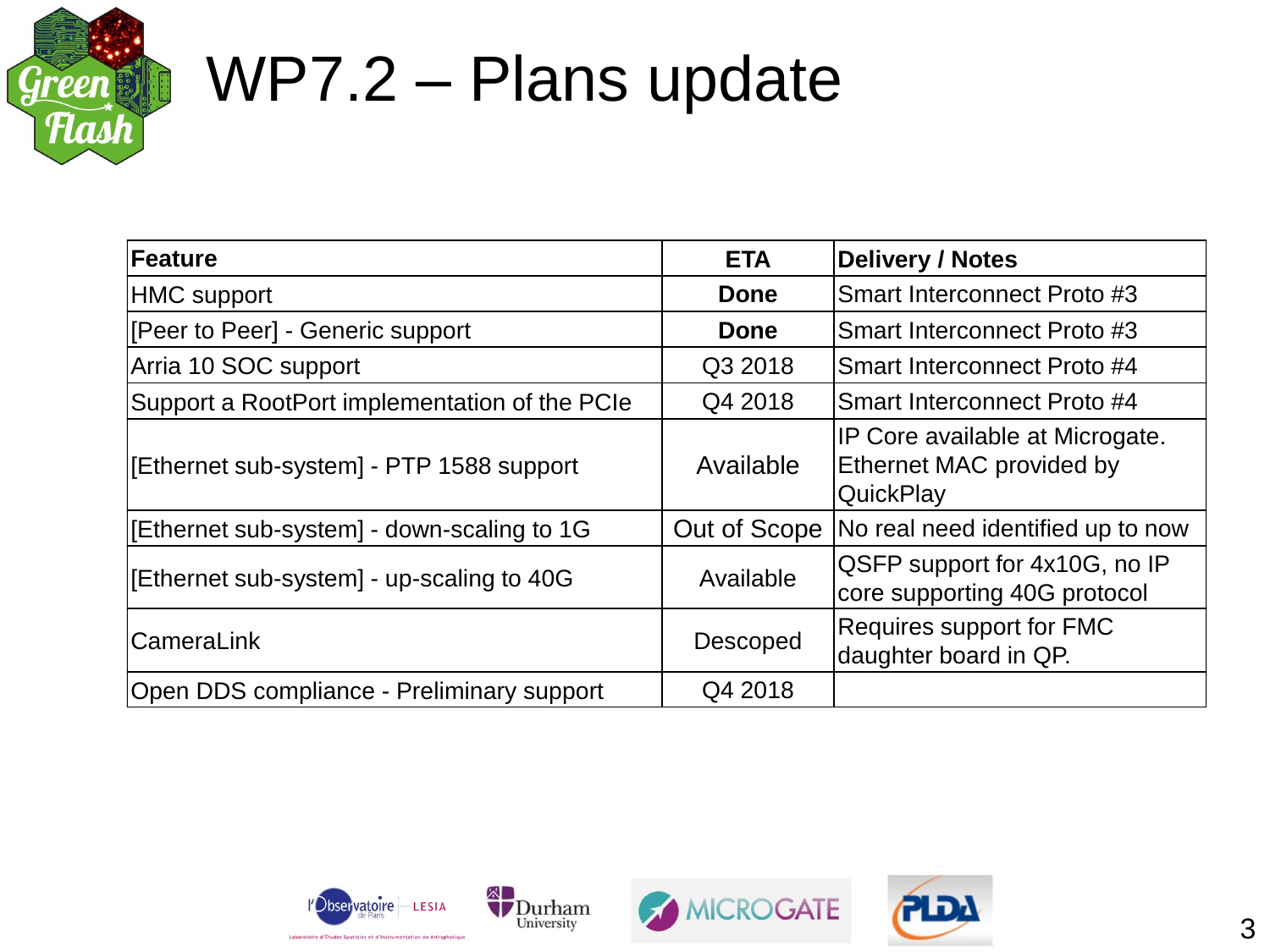# WP7.2 – Plans update

| Feature | ETA | Delivery / Notes |
|---|---|---|
| HMC support | **Done** | Smart Interconnect Proto #3 |
| [Peer to Peer] - Generic support | **Done** | Smart Interconnect Proto #3 |
| Arria 10 SOC support | Q3 2018 | Smart Interconnect Proto #4 |
| Support a RootPort implementation of the PCIe | Q4 2018 | Smart Interconnect Proto #4 |
| [Ethernet sub-system] - PTP 1588 support | Available | IP Core available at Microgate. Ethernet MAC provided by QuickPlay |
| [Ethernet sub-system] - down-scaling to 1G | Out of Scope | No real need identified up to now |
| [Ethernet sub-system] - up-scaling to 40G | Available | QSFP support for 4x10G, no IP core supporting 40G protocol |
| CameraLink | Descoped | Requires support for FMC daughter board in QP. |
| Open DDS compliance - Preliminary support | Q4 2018 | |